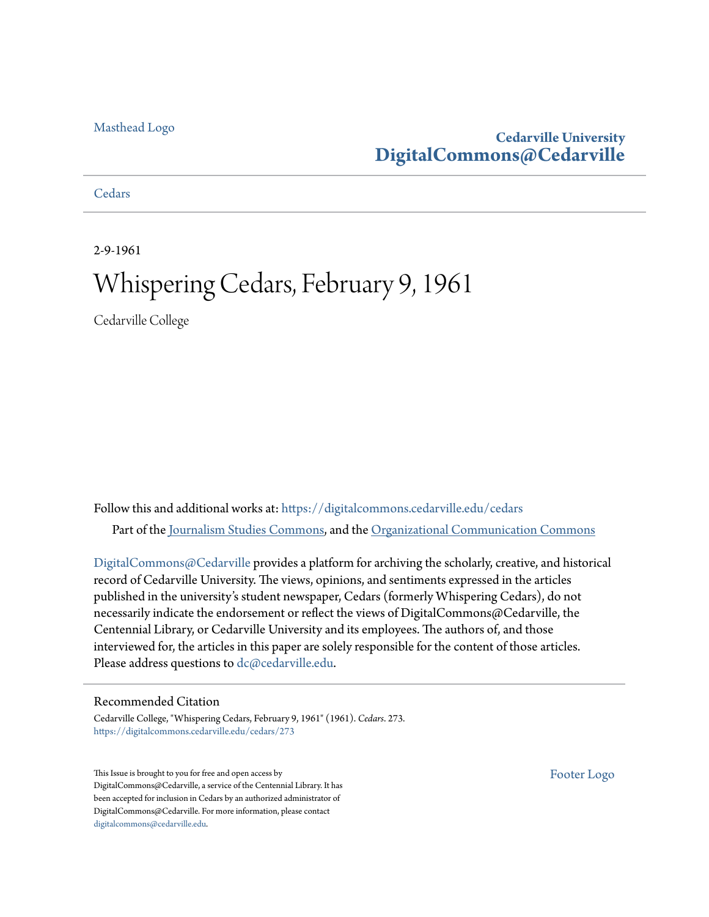Masthead Logo

**Cedarville University**
**DigitalCommons@Cedarville**

Cedars

2-9-1961

# Whispering Cedars, February 9, 1961

Cedarville College

Follow this and additional works at: https://digitalcommons.cedarville.edu/cedars

Part of the Journalism Studies Commons, and the Organizational Communication Commons

DigitalCommons@Cedarville provides a platform for archiving the scholarly, creative, and historical record of Cedarville University. The views, opinions, and sentiments expressed in the articles published in the university's student newspaper, Cedars (formerly Whispering Cedars), do not necessarily indicate the endorsement or reflect the views of DigitalCommons@Cedarville, the Centennial Library, or Cedarville University and its employees. The authors of, and those interviewed for, the articles in this paper are solely responsible for the content of those articles. Please address questions to dc@cedarville.edu.

## Recommended Citation

Cedarville College, "Whispering Cedars, February 9, 1961" (1961). *Cedars*. 273.
https://digitalcommons.cedarville.edu/cedars/273

This Issue is brought to you for free and open access by DigitalCommons@Cedarville, a service of the Centennial Library. It has been accepted for inclusion in Cedars by an authorized administrator of DigitalCommons@Cedarville. For more information, please contact digitalcommons@cedarville.edu.

Footer Logo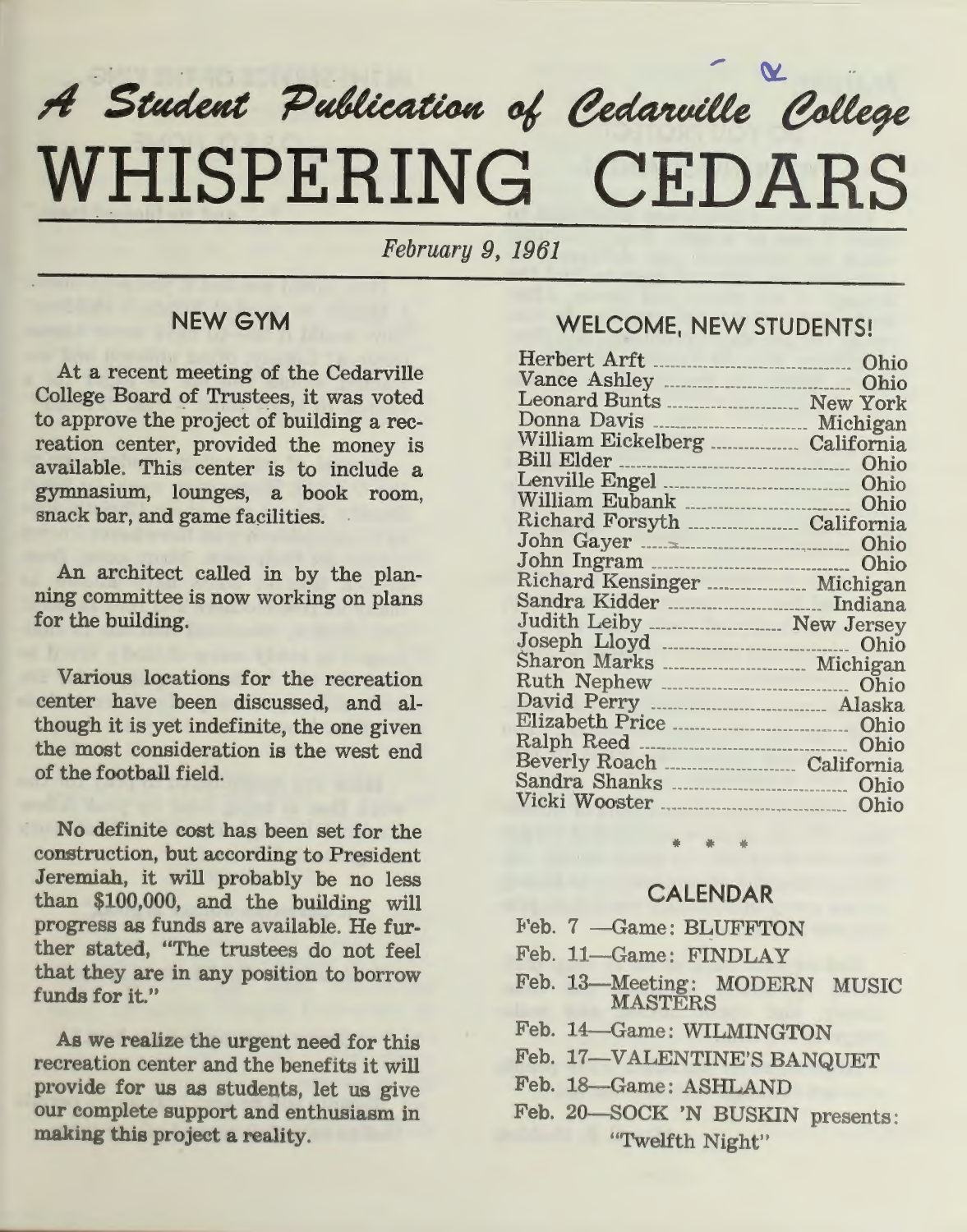*A Student Publication of Cedarville College*

# WHISPERING CEDARS

*February 9, 1961*

## NEW GYM

At a recent meeting of the Cedarville College Board of Trustees, it was voted to approve the project of building a recreation center, provided the money is available. This center is to include a gymnasium, lounges, a book room, snack bar, and game facilities.

An architect called in by the planning committee is now working on plans for the building.

Various locations for the recreation center have been discussed, and although it is yet indefinite, the one given the most consideration is the west end of the football field.

No definite cost has been set for the construction, but according to President Jeremiah, it will probably be no less than $100,000, and the building will progress as funds are available. He further stated, "The trustees do not feel that they are in any position to borrow funds for it."

As we realize the urgent need for this recreation center and the benefits it will provide for us as students, let us give our complete support and enthusiasm in making this project a reality.

## WELCOME, NEW STUDENTS!

| Name | State |
|---|---|
| Herbert Arft | Ohio |
| Vance Ashley | Ohio |
| Leonard Bunts | New York |
| Donna Davis | Michigan |
| William Eickelberg | California |
| Bill Elder | Ohio |
| Lenville Engel | Ohio |
| William Eubank | Ohio |
| Richard Forsyth | California |
| John Gayer | Ohio |
| John Ingram | Ohio |
| Richard Kensinger | Michigan |
| Sandra Kidder | Indiana |
| Judith Leiby | New Jersey |
| Joseph Lloyd | Ohio |
| Sharon Marks | Michigan |
| Ruth Nephew | Ohio |
| David Perry | Alaska |
| Elizabeth Price | Ohio |
| Ralph Reed | Ohio |
| Beverly Roach | California |
| Sandra Shanks | Ohio |
| Vicki Wooster | Ohio |

\* \* \*

## CALENDAR

- Feb. 7 —Game: BLUFFTON
- Feb. 11—Game: FINDLAY
- Feb. 13—Meeting: MODERN MUSIC MASTERS
- Feb. 14—Game: WILMINGTON
- Feb. 17—VALENTINE'S BANQUET
- Feb. 18—Game: ASHLAND
- Feb. 20—SOCK 'N BUSKIN presents: "Twelfth Night"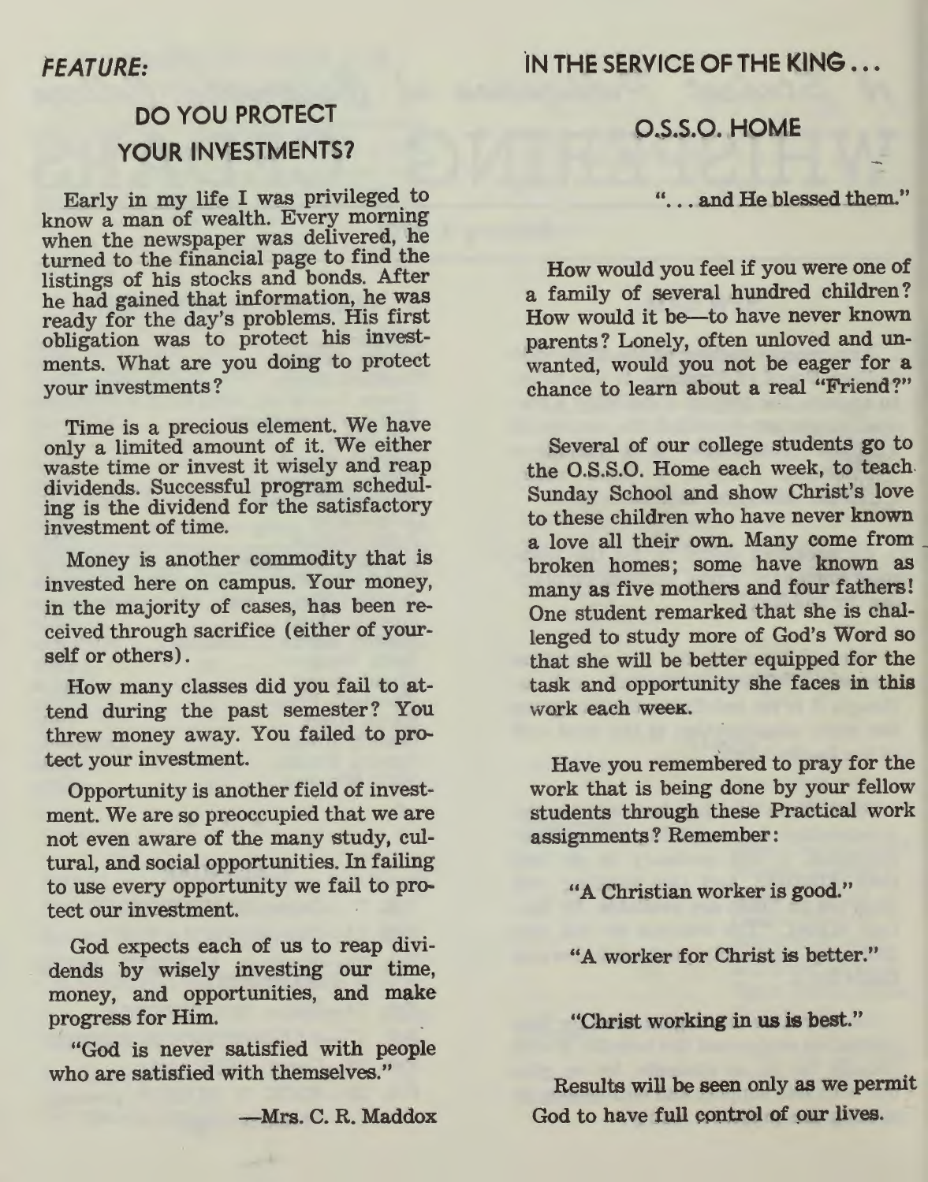*FEATURE:*

## DO YOU PROTECT YOUR INVESTMENTS?

Early in my life I was privileged to know a man of wealth. Every morning when the newspaper was delivered, he turned to the financial page to find the listings of his stocks and bonds. After he had gained that information, he was ready for the day's problems. His first obligation was to protect his investments. What are you doing to protect your investments?

Time is a precious element. We have only a limited amount of it. We either waste time or invest it wisely and reap dividends. Successful program scheduling is the dividend for the satisfactory investment of time.

Money is another commodity that is invested here on campus. Your money, in the majority of cases, has been received through sacrifice (either of yourself or others).

How many classes did you fail to attend during the past semester? You threw money away. You failed to protect your investment.

Opportunity is another field of investment. We are so preoccupied that we are not even aware of the many study, cultural, and social opportunities. In failing to use every opportunity we fail to protect our investment.

God expects each of us to reap dividends by wisely investing our time, money, and opportunities, and make progress for Him.

"God is never satisfied with people who are satisfied with themselves."

—Mrs. C. R. Maddox

IN THE SERVICE OF THE KING . . .

## O.S.S.O. HOME

". . . and He blessed them."

How would you feel if you were one of a family of several hundred children? How would it be—to have never known parents? Lonely, often unloved and unwanted, would you not be eager for a chance to learn about a real "Friend?"

Several of our college students go to the O.S.S.O. Home each week, to teach Sunday School and show Christ's love to these children who have never known a love all their own. Many come from broken homes; some have known as many as five mothers and four fathers! One student remarked that she is challenged to study more of God's Word so that she will be better equipped for the task and opportunity she faces in this work each week.

Have you remembered to pray for the work that is being done by your fellow students through these Practical work assignments? Remember:

"A Christian worker is good."

"A worker for Christ is better."

"Christ working in us is best."

Results will be seen only as we permit God to have full control of our lives.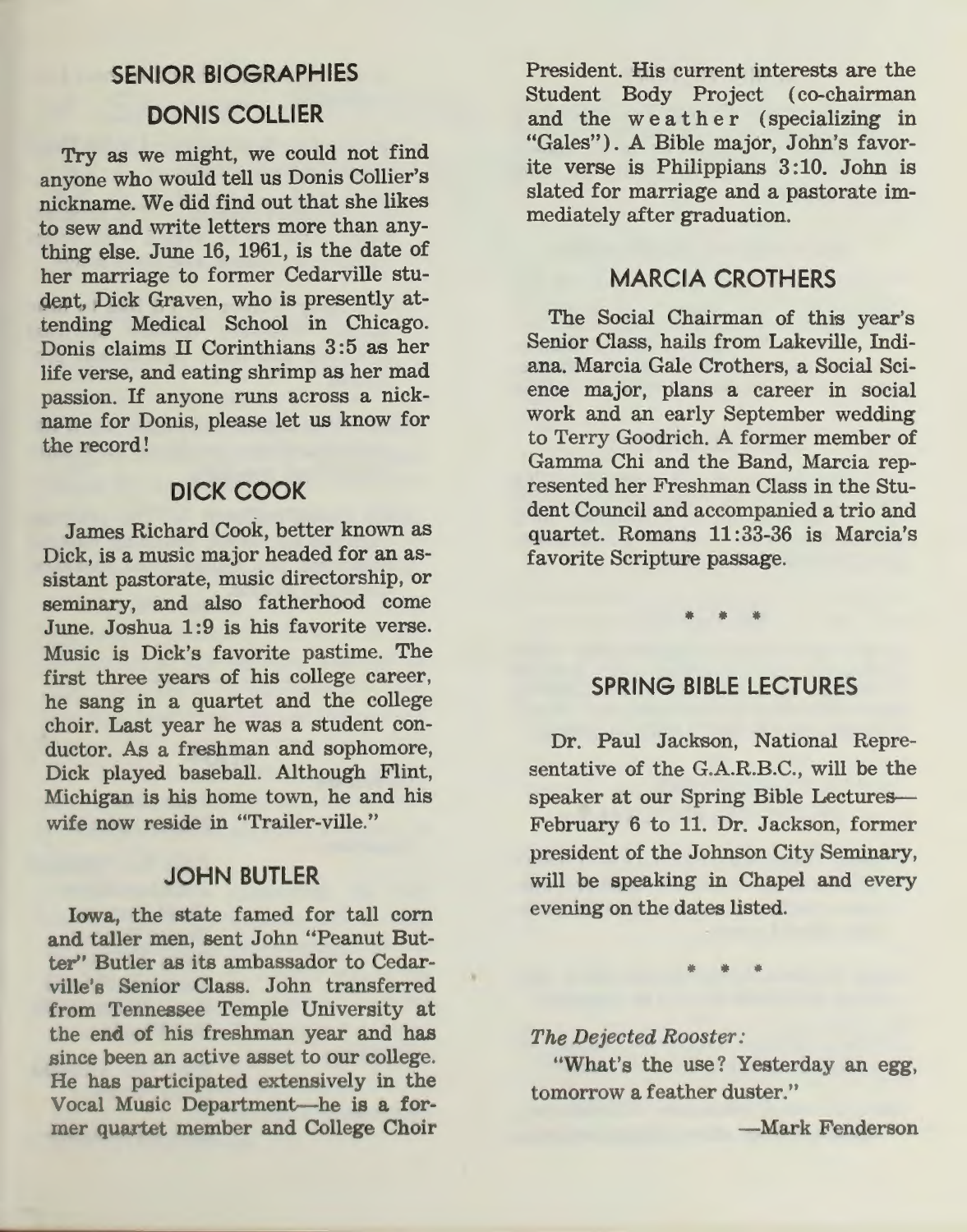## SENIOR BIOGRAPHIES

### DONIS COLLIER

Try as we might, we could not find anyone who would tell us Donis Collier's nickname. We did find out that she likes to sew and write letters more than anything else. June 16, 1961, is the date of her marriage to former Cedarville student, Dick Graven, who is presently attending Medical School in Chicago. Donis claims II Corinthians 3:5 as her life verse, and eating shrimp as her mad passion. If anyone runs across a nickname for Donis, please let us know for the record!

### DICK COOK

James Richard Cook, better known as Dick, is a music major headed for an assistant pastorate, music directorship, or seminary, and also fatherhood come June. Joshua 1:9 is his favorite verse. Music is Dick's favorite pastime. The first three years of his college career, he sang in a quartet and the college choir. Last year he was a student conductor. As a freshman and sophomore, Dick played baseball. Although Flint, Michigan is his home town, he and his wife now reside in "Trailer-ville."

### JOHN BUTLER

Iowa, the state famed for tall corn and taller men, sent John "Peanut Butter" Butler as its ambassador to Cedarville's Senior Class. John transferred from Tennessee Temple University at the end of his freshman year and has since been an active asset to our college. He has participated extensively in the Vocal Music Department—he is a former quartet member and College Choir President. His current interests are the Student Body Project (co-chairman and the weather (specializing in "Gales"). A Bible major, John's favorite verse is Philippians 3:10. John is slated for marriage and a pastorate immediately after graduation.

### MARCIA CROTHERS

The Social Chairman of this year's Senior Class, hails from Lakeville, Indiana. Marcia Gale Crothers, a Social Science major, plans a career in social work and an early September wedding to Terry Goodrich. A former member of Gamma Chi and the Band, Marcia represented her Freshman Class in the Student Council and accompanied a trio and quartet. Romans 11:33-36 is Marcia's favorite Scripture passage.

\* \* \*

## SPRING BIBLE LECTURES

Dr. Paul Jackson, National Representative of the G.A.R.B.C., will be the speaker at our Spring Bible Lectures—February 6 to 11. Dr. Jackson, former president of the Johnson City Seminary, will be speaking in Chapel and every evening on the dates listed.

\* \* \*

*The Dejected Rooster:*

"What's the use? Yesterday an egg, tomorrow a feather duster."

—Mark Fenderson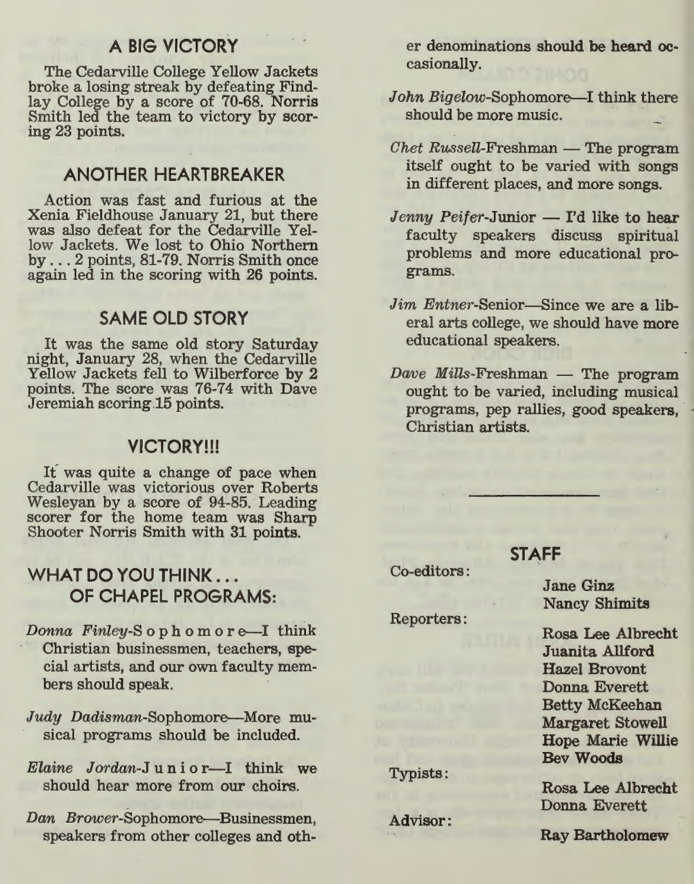## A BIG VICTORY

The Cedarville College Yellow Jackets broke a losing streak by defeating Findlay College by a score of 70-68. Norris Smith led the team to victory by scoring 23 points.

## ANOTHER HEARTBREAKER

Action was fast and furious at the Xenia Fieldhouse January 21, but there was also defeat for the Cedarville Yellow Jackets. We lost to Ohio Northern by . . . 2 points, 81-79. Norris Smith once again led in the scoring with 26 points.

## SAME OLD STORY

It was the same old story Saturday night, January 28, when the Cedarville Yellow Jackets fell to Wilberforce by 2 points. The score was 76-74 with Dave Jeremiah scoring 15 points.

## VICTORY!!!

It was quite a change of pace when Cedarville was victorious over Roberts Wesleyan by a score of 94-85. Leading scorer for the home team was Sharp Shooter Norris Smith with 31 points.

## WHAT DO YOU THINK . . . OF CHAPEL PROGRAMS:

*Donna Finley*-Sophomore—I think Christian businessmen, teachers, special artists, and our own faculty members should speak.

*Judy Dadisman*-Sophomore—More musical programs should be included.

*Elaine Jordan*-Junior—I think we should hear more from our choirs.

*Dan Brower*-Sophomore—Businessmen, speakers from other colleges and other denominations should be heard occasionally.

*John Bigelow*-Sophomore—I think there should be more music.

*Chet Russell*-Freshman — The program itself ought to be varied with songs in different places, and more songs.

*Jenny Peifer*-Junior — I'd like to hear faculty speakers discuss spiritual problems and more educational programs.

*Jim Entner*-Senior—Since we are a liberal arts college, we should have more educational speakers.

*Dave Mills*-Freshman — The program ought to be varied, including musical programs, pep rallies, good speakers, Christian artists.

---

## STAFF

Co-editors:
**Jane Ginz**
**Nancy Shimits**

Reporters:
**Rosa Lee Albrecht**
**Juanita Allford**
**Hazel Brovont**
**Donna Everett**
**Betty McKeehan**
**Margaret Stowell**
**Hope Marie Willie**
**Bev Woods**

Typists:
**Rosa Lee Albrecht**
**Donna Everett**

Advisor:
**Ray Bartholomew**